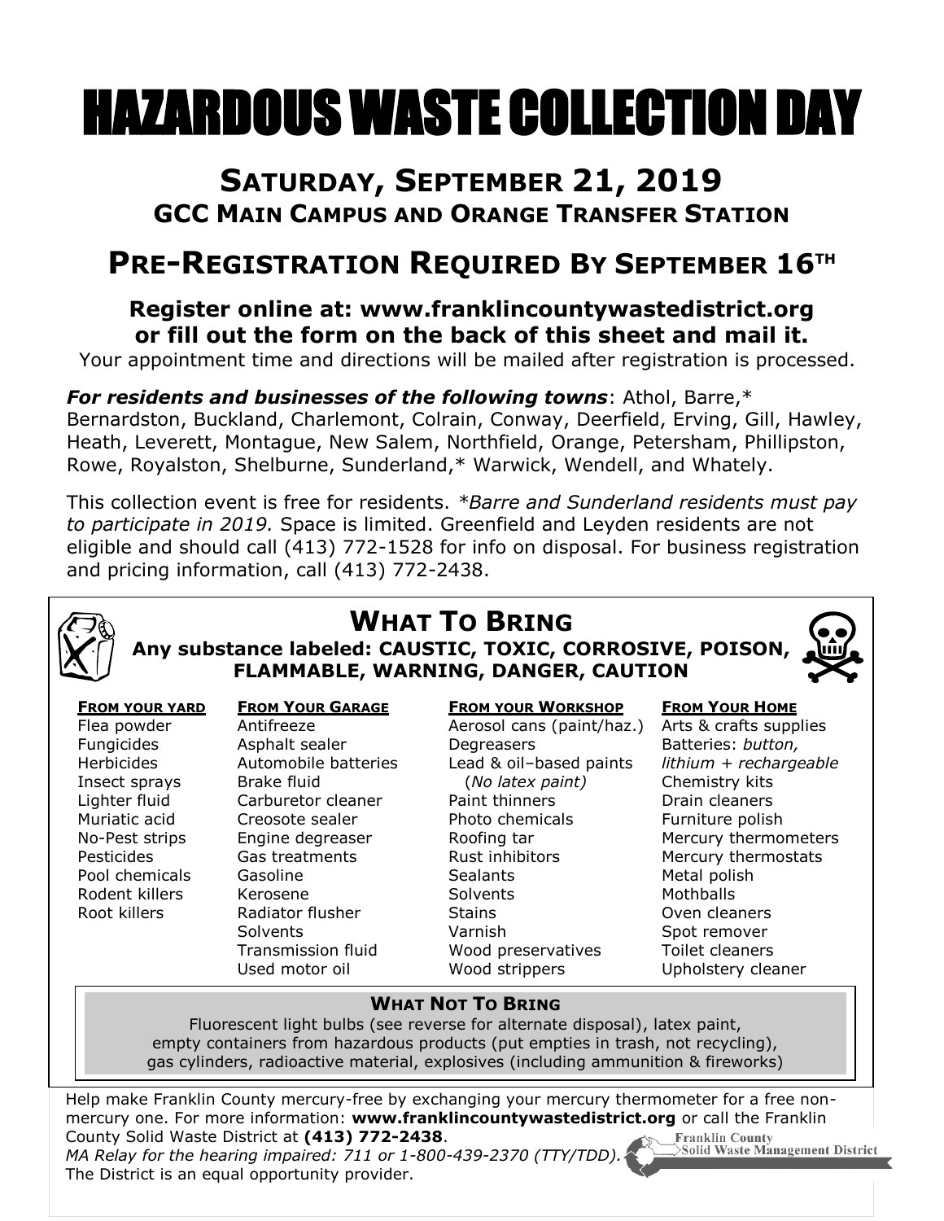# HAZARDOUS WASTE COLLECTION DAY

## SATURDAY, SEPTEMBER 21, 2019

### GCC MAIN CAMPUS AND ORANGE TRANSFER STATION

## PRE-REGISTRATION REQUIRED BY SEPTEMBER 16TH

**Register online at: www.franklincountywastedistrict.org**
**or fill out the form on the back of this sheet and mail it.**

Your appointment time and directions will be mailed after registration is processed.

***For residents and businesses of the following towns***: Athol, Barre,* Bernardston, Buckland, Charlemont, Colrain, Conway, Deerfield, Erving, Gill, Hawley, Heath, Leverett, Montague, New Salem, Northfield, Orange, Petersham, Phillipston, Rowe, Royalston, Shelburne, Sunderland,* Warwick, Wendell, and Whately.

This collection event is free for residents. *\*Barre and Sunderland residents must pay to participate in 2019.* Space is limited. Greenfield and Leyden residents are not eligible and should call (413) 772-1528 for info on disposal. For business registration and pricing information, call (413) 772-2438.

## WHAT TO BRING

**Any substance labeled: CAUSTIC, TOXIC, CORROSIVE, POISON, FLAMMABLE, WARNING, DANGER, CAUTION**

| FROM YOUR YARD | FROM YOUR GARAGE | FROM YOUR WORKSHOP | FROM YOUR HOME |
|---|---|---|---|
| Flea powder | Antifreeze | Aerosol cans (paint/haz.) | Arts & crafts supplies |
| Fungicides | Asphalt sealer | Degreasers | Batteries: *button, lithium + rechargeable* |
| Herbicides | Automobile batteries | Lead & oil–based paints (*No latex paint)* | Chemistry kits |
| Insect sprays | Brake fluid | Paint thinners | Drain cleaners |
| Lighter fluid | Carburetor cleaner | Photo chemicals | Furniture polish |
| Muriatic acid | Creosote sealer | Roofing tar | Mercury thermometers |
| No-Pest strips | Engine degreaser | Rust inhibitors | Mercury thermostats |
| Pesticides | Gas treatments | Sealants | Metal polish |
| Pool chemicals | Gasoline | Solvents | Mothballs |
| Rodent killers | Kerosene | Stains | Oven cleaners |
| Root killers | Radiator flusher | Varnish | Spot remover |
| | Solvents | Wood preservatives | Toilet cleaners |
| | Transmission fluid | Wood strippers | Upholstery cleaner |
| | Used motor oil | | |

### WHAT NOT TO BRING

Fluorescent light bulbs (see reverse for alternate disposal), latex paint, empty containers from hazardous products (put empties in trash, not recycling), gas cylinders, radioactive material, explosives (including ammunition & fireworks)

Help make Franklin County mercury-free by exchanging your mercury thermometer for a free non-mercury one. For more information: **www.franklincountywastedistrict.org** or call the Franklin County Solid Waste District at **(413) 772-2438**.

*MA Relay for the hearing impaired: 711 or 1-800-439-2370 (TTY/TDD).*

The District is an equal opportunity provider.

Franklin County Solid Waste Management District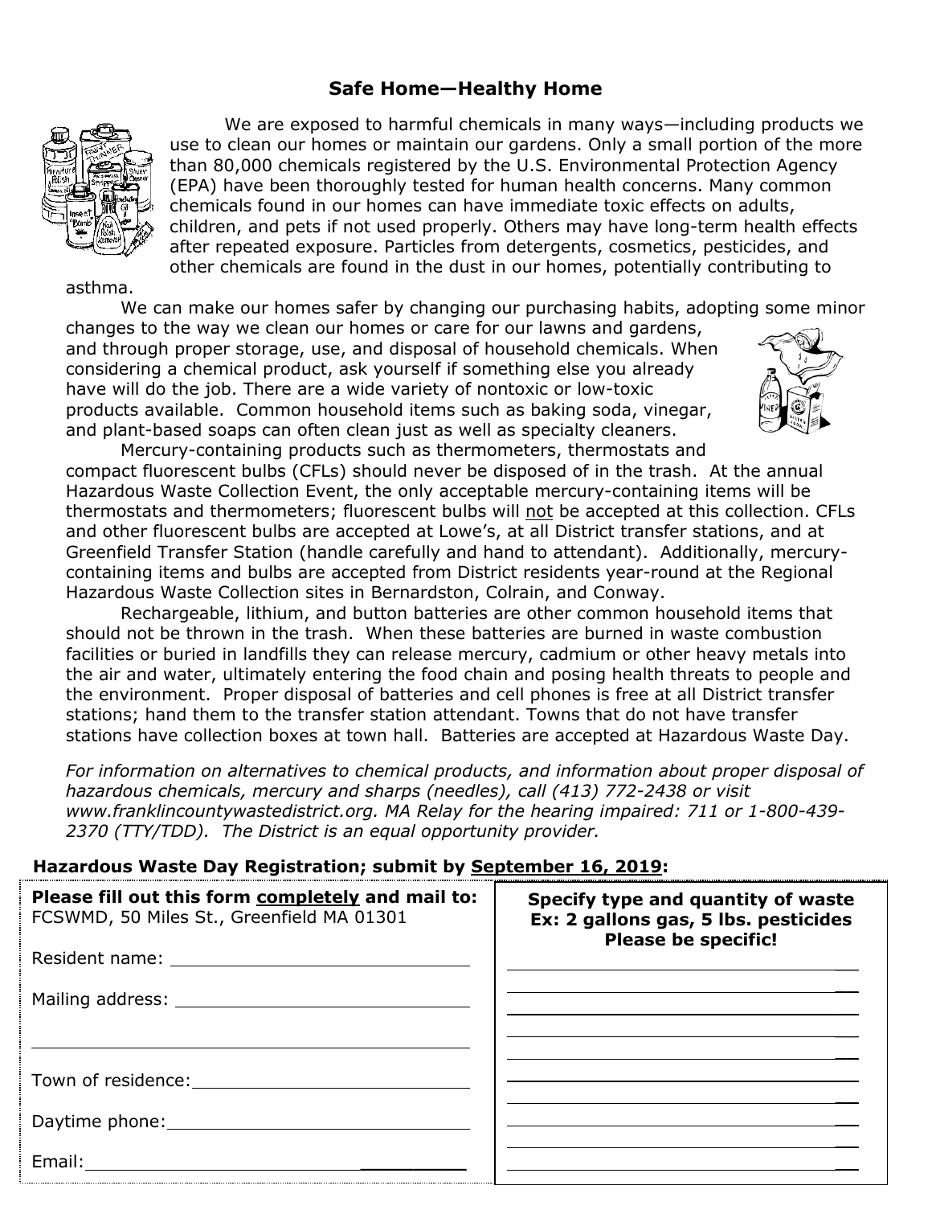## Safe Home—Healthy Home

We are exposed to harmful chemicals in many ways—including products we use to clean our homes or maintain our gardens. Only a small portion of the more than 80,000 chemicals registered by the U.S. Environmental Protection Agency (EPA) have been thoroughly tested for human health concerns. Many common chemicals found in our homes can have immediate toxic effects on adults, children, and pets if not used properly. Others may have long-term health effects after repeated exposure. Particles from detergents, cosmetics, pesticides, and other chemicals are found in the dust in our homes, potentially contributing to asthma.

We can make our homes safer by changing our purchasing habits, adopting some minor changes to the way we clean our homes or care for our lawns and gardens, and through proper storage, use, and disposal of household chemicals. When considering a chemical product, ask yourself if something else you already have will do the job. There are a wide variety of nontoxic or low-toxic products available. Common household items such as baking soda, vinegar, and plant-based soaps can often clean just as well as specialty cleaners.

Mercury-containing products such as thermometers, thermostats and compact fluorescent bulbs (CFLs) should never be disposed of in the trash. At the annual Hazardous Waste Collection Event, the only acceptable mercury-containing items will be thermostats and thermometers; fluorescent bulbs will not be accepted at this collection. CFLs and other fluorescent bulbs are accepted at Lowe's, at all District transfer stations, and at Greenfield Transfer Station (handle carefully and hand to attendant). Additionally, mercury-containing items and bulbs are accepted from District residents year-round at the Regional Hazardous Waste Collection sites in Bernardston, Colrain, and Conway.

Rechargeable, lithium, and button batteries are other common household items that should not be thrown in the trash. When these batteries are burned in waste combustion facilities or buried in landfills they can release mercury, cadmium or other heavy metals into the air and water, ultimately entering the food chain and posing health threats to people and the environment. Proper disposal of batteries and cell phones is free at all District transfer stations; hand them to the transfer station attendant. Towns that do not have transfer stations have collection boxes at town hall. Batteries are accepted at Hazardous Waste Day.

*For information on alternatives to chemical products, and information about proper disposal of hazardous chemicals, mercury and sharps (needles), call (413) 772-2438 or visit www.franklincountywastedistrict.org. MA Relay for the hearing impaired: 711 or 1-800-439-2370 (TTY/TDD). The District is an equal opportunity provider.*

**Hazardous Waste Day Registration; submit by September 16, 2019:**

**Please fill out this form completely and mail to:**
FCSWMD, 50 Miles St., Greenfield MA 01301

Resident name: ____________________________

Mailing address: ____________________________

____________________________________________

Town of residence: ____________________________

Daytime phone: ____________________________

Email: ____________________________

**Specify type and quantity of waste**
**Ex: 2 gallons gas, 5 lbs. pesticides**
**Please be specific!**

____________________________________________

____________________________________________

____________________________________________

____________________________________________

____________________________________________

____________________________________________

____________________________________________

____________________________________________

____________________________________________

____________________________________________